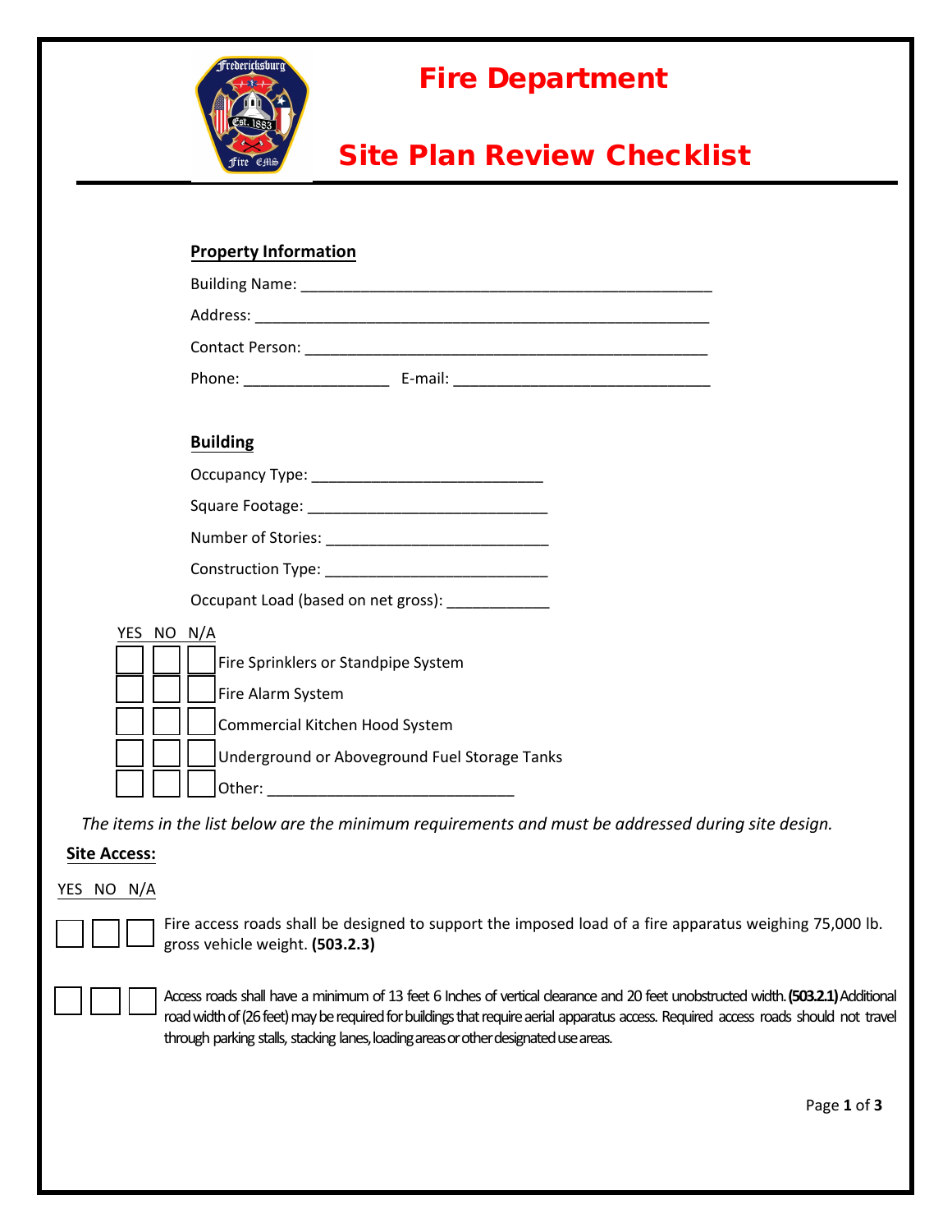# Fire Department

# Site Plan Review Checklist

**Property Information**

Building Name: ______________________________________________

Address: ___________________________________________________

Contact Person: ______________________________________________

Phone: ________________ E-mail: ______________________________

**Building**

Occupancy Type: __________________________

Square Footage: ___________________________

Number of Stories: _________________________

Construction Type: _________________________

Occupant Load (based on net gross): ___________

| YES | NO | N/A | |
|---|---|---|---|
| ☐ | ☐ | ☐ | Fire Sprinklers or Standpipe System |
| ☐ | ☐ | ☐ | Fire Alarm System |
| ☐ | ☐ | ☐ | Commercial Kitchen Hood System |
| ☐ | ☐ | ☐ | Underground or Aboveground Fuel Storage Tanks |
| ☐ | ☐ | ☐ | Other: ____________________________ |

*The items in the list below are the minimum requirements and must be addressed during site design.*

**Site Access:**

| YES | NO | N/A | |
|---|---|---|---|
| ☐ | ☐ | ☐ | Fire access roads shall be designed to support the imposed load of a fire apparatus weighing 75,000 lb. gross vehicle weight. **(503.2.3)** |
| ☐ | ☐ | ☐ | Access roads shall have a minimum of 13 feet 6 Inches of vertical clearance and 20 feet unobstructed width. **(503.2.1)** Additional road width of (26 feet) may be required for buildings that require aerial apparatus access. Required access roads should not travel through parking stalls, stacking lanes, loading areas or other designated use areas. |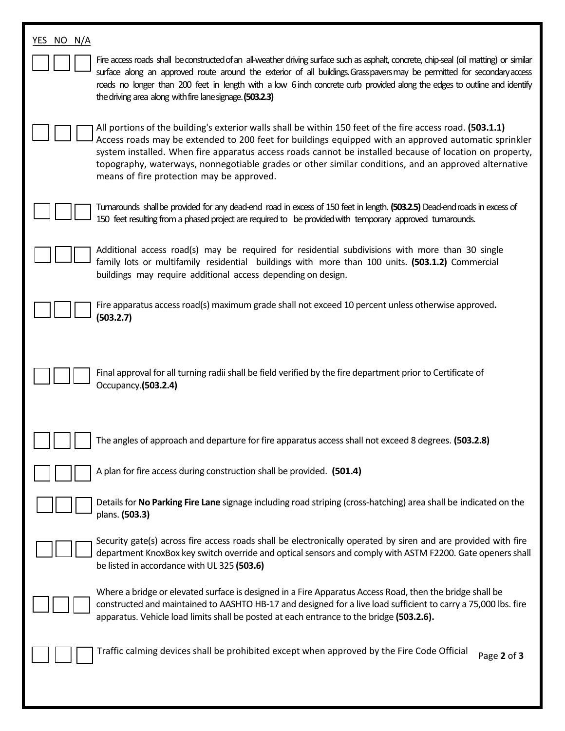| YES | NO | N/A | |
|---|---|---|---|
| ☐ | ☐ | ☐ | Fire access roads shall be constructed of an all-weather driving surface such as asphalt, concrete, chip-seal (oil matting) or similar surface along an approved route around the exterior of all buildings. Grass pavers may be permitted for secondary access roads no longer than 200 feet in length with a low 6 inch concrete curb provided along the edges to outline and identify the driving area along with fire lane signage. **(503.2.3)** |
| ☐ | ☐ | ☐ | All portions of the building's exterior walls shall be within 150 feet of the fire access road. **(503.1.1)** Access roads may be extended to 200 feet for buildings equipped with an approved automatic sprinkler system installed. When fire apparatus access roads cannot be installed because of location on property, topography, waterways, nonnegotiable grades or other similar conditions, and an approved alternative means of fire protection may be approved. |
| ☐ | ☐ | ☐ | Turnarounds shall be provided for any dead-end road in excess of 150 feet in length. **(503.2.5)** Dead-end roads in excess of 150 feet resulting from a phased project are required to be provided with temporary approved turnarounds. |
| ☐ | ☐ | ☐ | Additional access road(s) may be required for residential subdivisions with more than 30 single family lots or multifamily residential buildings with more than 100 units. **(503.1.2)** Commercial buildings may require additional access depending on design. |
| ☐ | ☐ | ☐ | Fire apparatus access road(s) maximum grade shall not exceed 10 percent unless otherwise approved. **(503.2.7)** |
| ☐ | ☐ | ☐ | Final approval for all turning radii shall be field verified by the fire department prior to Certificate of Occupancy. **(503.2.4)** |
| ☐ | ☐ | ☐ | The angles of approach and departure for fire apparatus access shall not exceed 8 degrees. **(503.2.8)** |
| ☐ | ☐ | ☐ | A plan for fire access during construction shall be provided. **(501.4)** |
| ☐ | ☐ | ☐ | Details for **No Parking Fire Lane** signage including road striping (cross-hatching) area shall be indicated on the plans. **(503.3)** |
| ☐ | ☐ | ☐ | Security gate(s) across fire access roads shall be electronically operated by siren and are provided with fire department KnoxBox key switch override and optical sensors and comply with ASTM F2200. Gate openers shall be listed in accordance with UL 325 **(503.6)** |
| ☐ | ☐ | ☐ | Where a bridge or elevated surface is designed in a Fire Apparatus Access Road, then the bridge shall be constructed and maintained to AASHTO HB-17 and designed for a live load sufficient to carry a 75,000 lbs. fire apparatus. Vehicle load limits shall be posted at each entrance to the bridge **(503.2.6).** |
| ☐ | ☐ | ☐ | Traffic calming devices shall be prohibited except when approved by the Fire Code Official |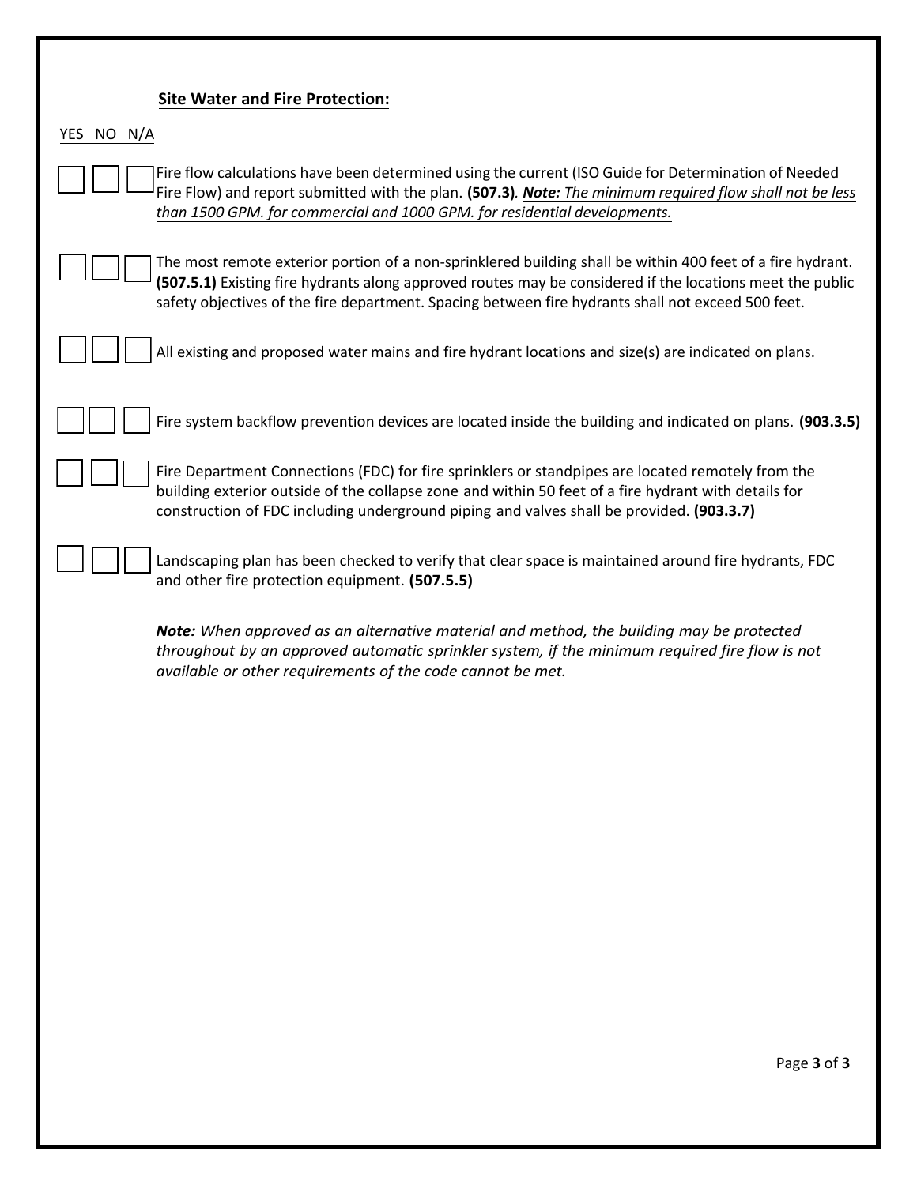## Site Water and Fire Protection:

YES NO N/A

- [ ] [ ] [ ] Fire flow calculations have been determined using the current (ISO Guide for Determination of Needed Fire Flow) and report submitted with the plan. **(507.3)**. ***Note:*** *The minimum required flow shall not be less than 1500 GPM. for commercial and 1000 GPM. for residential developments.*

- [ ] [ ] [ ] The most remote exterior portion of a non-sprinklered building shall be within 400 feet of a fire hydrant. **(507.5.1)** Existing fire hydrants along approved routes may be considered if the locations meet the public safety objectives of the fire department. Spacing between fire hydrants shall not exceed 500 feet.

- [ ] [ ] [ ] All existing and proposed water mains and fire hydrant locations and size(s) are indicated on plans.

- [ ] [ ] [ ] Fire system backflow prevention devices are located inside the building and indicated on plans. **(903.3.5)**

- [ ] [ ] [ ] Fire Department Connections (FDC) for fire sprinklers or standpipes are located remotely from the building exterior outside of the collapse zone and within 50 feet of a fire hydrant with details for construction of FDC including underground piping and valves shall be provided. **(903.3.7)**

- [ ] [ ] [ ] Landscaping plan has been checked to verify that clear space is maintained around fire hydrants, FDC and other fire protection equipment. **(507.5.5)**

***Note:*** *When approved as an alternative material and method, the building may be protected throughout by an approved automatic sprinkler system, if the minimum required fire flow is not available or other requirements of the code cannot be met.*